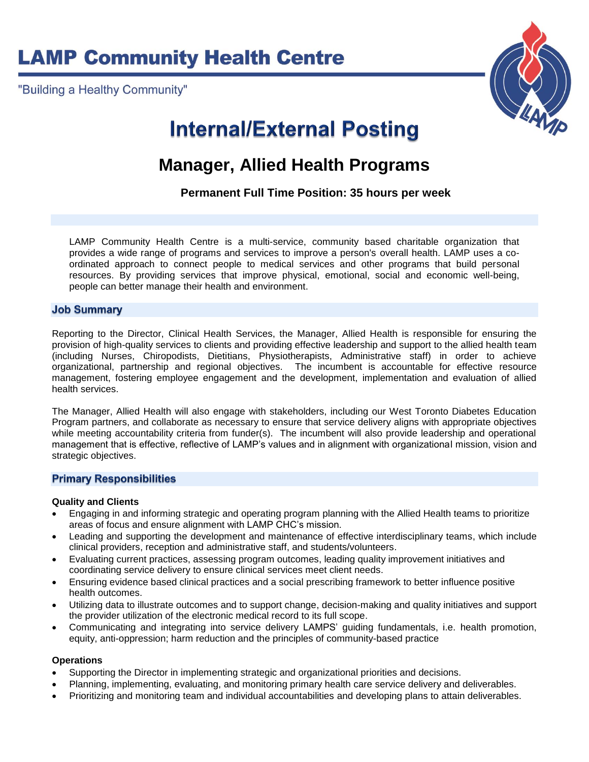# LAMP Community Health Centre

"Building a Healthy Community"

# Internal/External Posting

## Manager, Allied Health Programs

**Permanent Full Time Position: 35 hours per week**

LAMP Community Health Centre is a multi-service, community based charitable organization that provides a wide range of programs and services to improve a person's overall health. LAMP uses a co-ordinated approach to connect people to medical services and other programs that build personal resources. By providing services that improve physical, emotional, social and economic well-being, people can better manage their health and environment.

### Job Summary

Reporting to the Director, Clinical Health Services, the Manager, Allied Health is responsible for ensuring the provision of high-quality services to clients and providing effective leadership and support to the allied health team (including Nurses, Chiropodists, Dietitians, Physiotherapists, Administrative staff) in order to achieve organizational, partnership and regional objectives. The incumbent is accountable for effective resource management, fostering employee engagement and the development, implementation and evaluation of allied health services.

The Manager, Allied Health will also engage with stakeholders, including our West Toronto Diabetes Education Program partners, and collaborate as necessary to ensure that service delivery aligns with appropriate objectives while meeting accountability criteria from funder(s). The incumbent will also provide leadership and operational management that is effective, reflective of LAMP's values and in alignment with organizational mission, vision and strategic objectives.

### Primary Responsibilities

**Quality and Clients**

- Engaging in and informing strategic and operating program planning with the Allied Health teams to prioritize areas of focus and ensure alignment with LAMP CHC's mission.
- Leading and supporting the development and maintenance of effective interdisciplinary teams, which include clinical providers, reception and administrative staff, and students/volunteers.
- Evaluating current practices, assessing program outcomes, leading quality improvement initiatives and coordinating service delivery to ensure clinical services meet client needs.
- Ensuring evidence based clinical practices and a social prescribing framework to better influence positive health outcomes.
- Utilizing data to illustrate outcomes and to support change, decision-making and quality initiatives and support the provider utilization of the electronic medical record to its full scope.
- Communicating and integrating into service delivery LAMPS' guiding fundamentals, i.e. health promotion, equity, anti-oppression; harm reduction and the principles of community-based practice

**Operations**

- Supporting the Director in implementing strategic and organizational priorities and decisions.
- Planning, implementing, evaluating, and monitoring primary health care service delivery and deliverables.
- Prioritizing and monitoring team and individual accountabilities and developing plans to attain deliverables.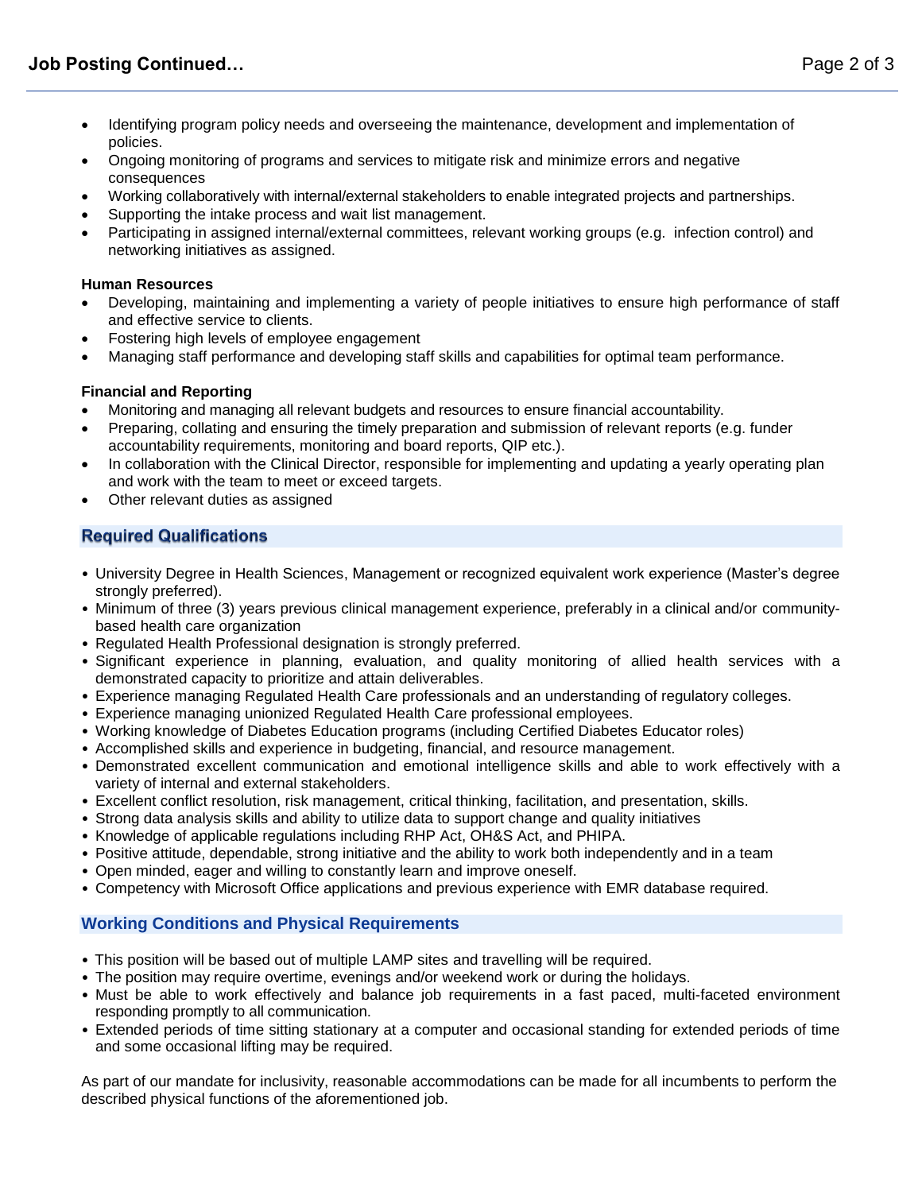- Identifying program policy needs and overseeing the maintenance, development and implementation of policies.
- Ongoing monitoring of programs and services to mitigate risk and minimize errors and negative consequences
- Working collaboratively with internal/external stakeholders to enable integrated projects and partnerships.
- Supporting the intake process and wait list management.
- Participating in assigned internal/external committees, relevant working groups (e.g. infection control) and networking initiatives as assigned.

**Human Resources**

- Developing, maintaining and implementing a variety of people initiatives to ensure high performance of staff and effective service to clients.
- Fostering high levels of employee engagement
- Managing staff performance and developing staff skills and capabilities for optimal team performance.

**Financial and Reporting**

- Monitoring and managing all relevant budgets and resources to ensure financial accountability.
- Preparing, collating and ensuring the timely preparation and submission of relevant reports (e.g. funder accountability requirements, monitoring and board reports, QIP etc.).
- In collaboration with the Clinical Director, responsible for implementing and updating a yearly operating plan and work with the team to meet or exceed targets.
- Other relevant duties as assigned

## Required Qualifications

- University Degree in Health Sciences, Management or recognized equivalent work experience (Master's degree strongly preferred).
- Minimum of three (3) years previous clinical management experience, preferably in a clinical and/or community-based health care organization
- Regulated Health Professional designation is strongly preferred.
- Significant experience in planning, evaluation, and quality monitoring of allied health services with a demonstrated capacity to prioritize and attain deliverables.
- Experience managing Regulated Health Care professionals and an understanding of regulatory colleges.
- Experience managing unionized Regulated Health Care professional employees.
- Working knowledge of Diabetes Education programs (including Certified Diabetes Educator roles)
- Accomplished skills and experience in budgeting, financial, and resource management.
- Demonstrated excellent communication and emotional intelligence skills and able to work effectively with a variety of internal and external stakeholders.
- Excellent conflict resolution, risk management, critical thinking, facilitation, and presentation, skills.
- Strong data analysis skills and ability to utilize data to support change and quality initiatives
- Knowledge of applicable regulations including RHP Act, OH&S Act, and PHIPA.
- Positive attitude, dependable, strong initiative and the ability to work both independently and in a team
- Open minded, eager and willing to constantly learn and improve oneself.
- Competency with Microsoft Office applications and previous experience with EMR database required.

## Working Conditions and Physical Requirements

- This position will be based out of multiple LAMP sites and travelling will be required.
- The position may require overtime, evenings and/or weekend work or during the holidays.
- Must be able to work effectively and balance job requirements in a fast paced, multi-faceted environment responding promptly to all communication.
- Extended periods of time sitting stationary at a computer and occasional standing for extended periods of time and some occasional lifting may be required.

As part of our mandate for inclusivity, reasonable accommodations can be made for all incumbents to perform the described physical functions of the aforementioned job.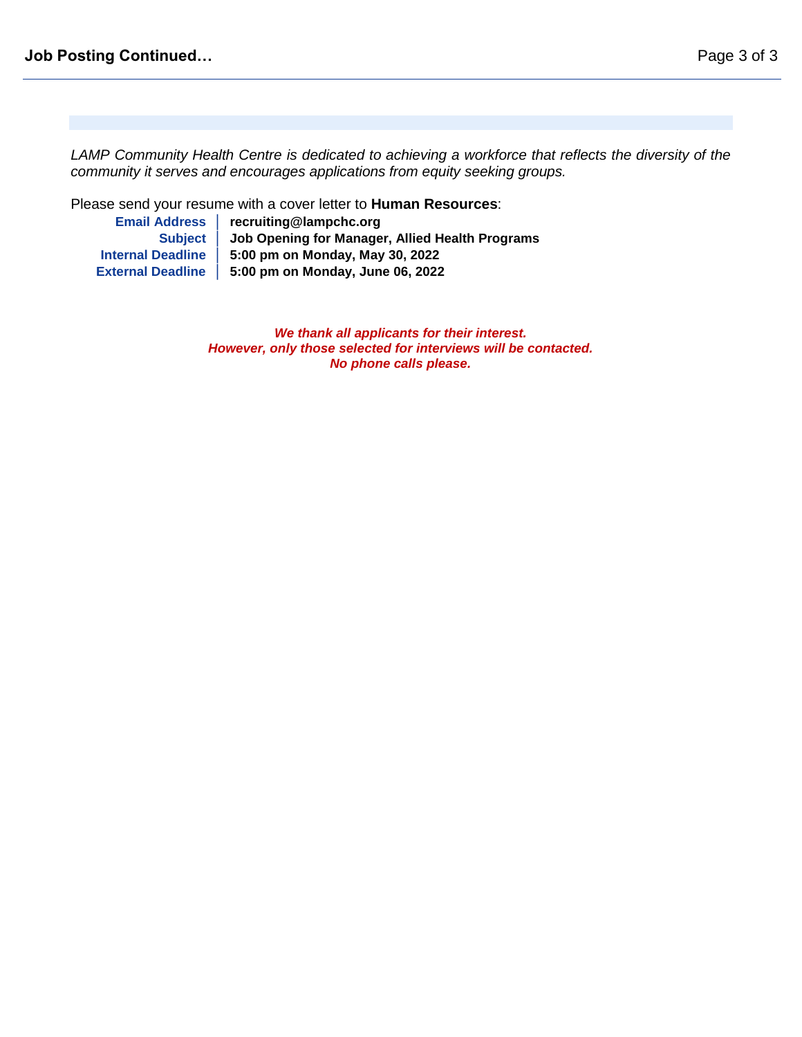*LAMP Community Health Centre is dedicated to achieving a workforce that reflects the diversity of the community it serves and encourages applications from equity seeking groups.*

Please send your resume with a cover letter to **Human Resources**:

| | |
|---|---|
| **Email Address** | **recruiting@lampchc.org** |
| **Subject** | **Job Opening for Manager, Allied Health Programs** |
| **Internal Deadline** | **5:00 pm on Monday, May 30, 2022** |
| **External Deadline** | **5:00 pm on Monday, June 06, 2022** |

***We thank all applicants for their interest.***
***However, only those selected for interviews will be contacted.***
***No phone calls please.***